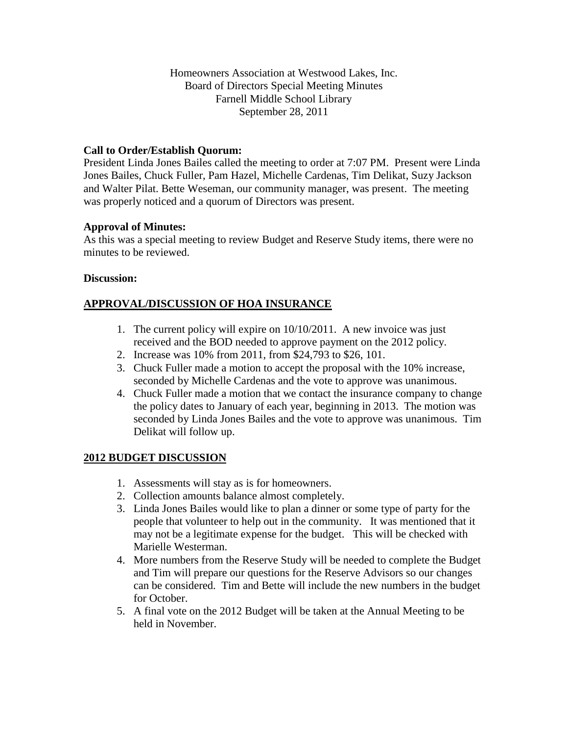Homeowners Association at Westwood Lakes, Inc.
Board of Directors Special Meeting Minutes
Farnell Middle School Library
September 28, 2011

**Call to Order/Establish Quorum:**
President Linda Jones Bailes called the meeting to order at 7:07 PM. Present were Linda Jones Bailes, Chuck Fuller, Pam Hazel, Michelle Cardenas, Tim Delikat, Suzy Jackson and Walter Pilat. Bette Weseman, our community manager, was present. The meeting was properly noticed and a quorum of Directors was present.

**Approval of Minutes:**
As this was a special meeting to review Budget and Reserve Study items, there were no minutes to be reviewed.

**Discussion:**

**APPROVAL/DISCUSSION OF HOA INSURANCE**

1. The current policy will expire on 10/10/2011. A new invoice was just received and the BOD needed to approve payment on the 2012 policy.
2. Increase was 10% from 2011, from $24,793 to $26, 101.
3. Chuck Fuller made a motion to accept the proposal with the 10% increase, seconded by Michelle Cardenas and the vote to approve was unanimous.
4. Chuck Fuller made a motion that we contact the insurance company to change the policy dates to January of each year, beginning in 2013. The motion was seconded by Linda Jones Bailes and the vote to approve was unanimous. Tim Delikat will follow up.

**2012 BUDGET DISCUSSION**

1. Assessments will stay as is for homeowners.
2. Collection amounts balance almost completely.
3. Linda Jones Bailes would like to plan a dinner or some type of party for the people that volunteer to help out in the community. It was mentioned that it may not be a legitimate expense for the budget. This will be checked with Marielle Westerman.
4. More numbers from the Reserve Study will be needed to complete the Budget and Tim will prepare our questions for the Reserve Advisors so our changes can be considered. Tim and Bette will include the new numbers in the budget for October.
5. A final vote on the 2012 Budget will be taken at the Annual Meeting to be held in November.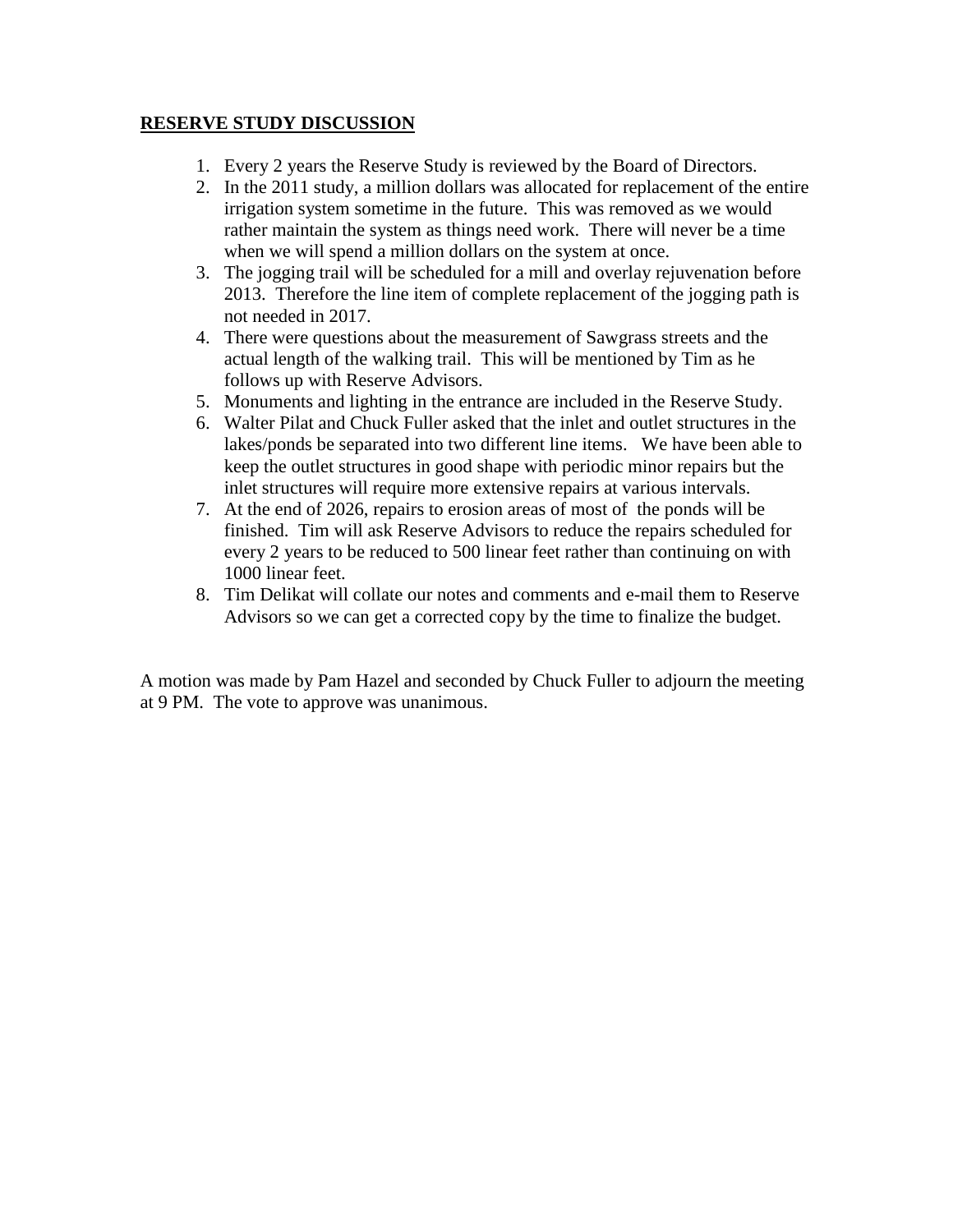**RESERVE STUDY DISCUSSION**

1. Every 2 years the Reserve Study is reviewed by the Board of Directors.
2. In the 2011 study, a million dollars was allocated for replacement of the entire irrigation system sometime in the future. This was removed as we would rather maintain the system as things need work. There will never be a time when we will spend a million dollars on the system at once.
3. The jogging trail will be scheduled for a mill and overlay rejuvenation before 2013. Therefore the line item of complete replacement of the jogging path is not needed in 2017.
4. There were questions about the measurement of Sawgrass streets and the actual length of the walking trail. This will be mentioned by Tim as he follows up with Reserve Advisors.
5. Monuments and lighting in the entrance are included in the Reserve Study.
6. Walter Pilat and Chuck Fuller asked that the inlet and outlet structures in the lakes/ponds be separated into two different line items. We have been able to keep the outlet structures in good shape with periodic minor repairs but the inlet structures will require more extensive repairs at various intervals.
7. At the end of 2026, repairs to erosion areas of most of the ponds will be finished. Tim will ask Reserve Advisors to reduce the repairs scheduled for every 2 years to be reduced to 500 linear feet rather than continuing on with 1000 linear feet.
8. Tim Delikat will collate our notes and comments and e-mail them to Reserve Advisors so we can get a corrected copy by the time to finalize the budget.

A motion was made by Pam Hazel and seconded by Chuck Fuller to adjourn the meeting at 9 PM. The vote to approve was unanimous.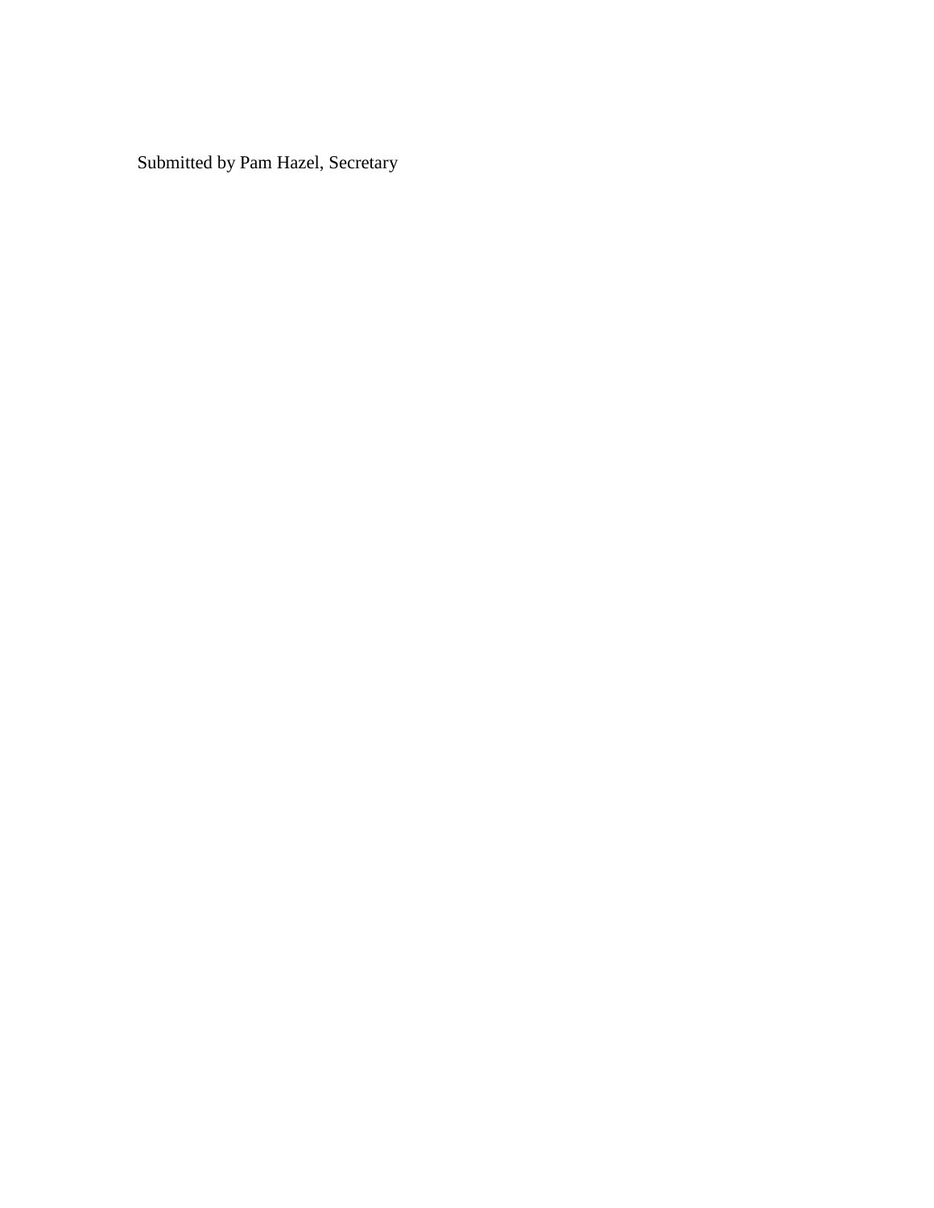Submitted by Pam Hazel, Secretary